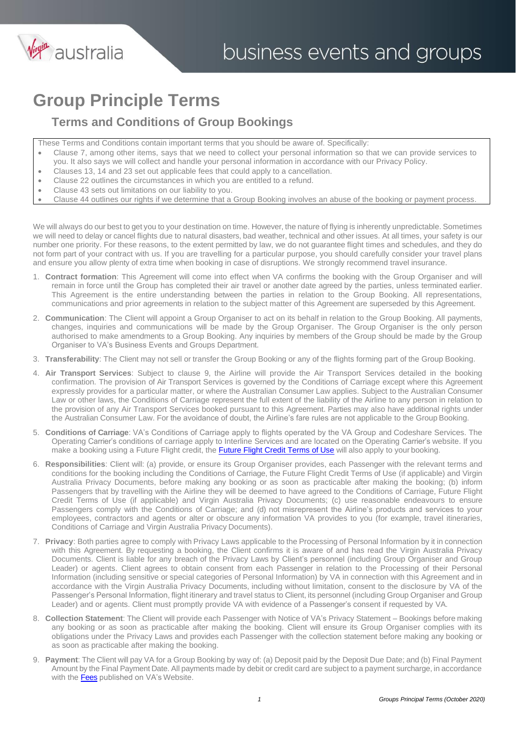# Group Principle Terms

## Terms and Conditions of Group Bookings

These Terms and Conditions contain important terms that you should be aware of. Specifically:

- Clause 7, among other items, says that we need to collect your personal information so that we can provide services to you. It also says we will collect and handle your personal information in accordance with our Privacy Policy.
- Clauses 13, 14 and 23 set out applicable fees that could apply to a cancellation.
- Clause 22 outlines the circumstances in which you are entitled to a refund.
- Clause 43 sets out limitations on our liability to you.
- Clause 44 outlines our rights if we determine that a Group Booking involves an abuse of the booking or payment process.

We will always do our best to get you to your destination on time. However, the nature of flying is inherently unpredictable. Sometimes we will need to delay or cancel flights due to natural disasters, bad weather, technical and other issues. At all times, your safety is our number one priority. For these reasons, to the extent permitted by law, we do not guarantee flight times and schedules, and they do not form part of your contract with us. If you are travelling for a particular purpose, you should carefully consider your travel plans and ensure you allow plenty of extra time when booking in case of disruptions. We strongly recommend travel insurance.

1. **Contract formation**: This Agreement will come into effect when VA confirms the booking with the Group Organiser and will remain in force until the Group has completed their air travel or another date agreed by the parties, unless terminated earlier. This Agreement is the entire understanding between the parties in relation to the Group Booking. All representations, communications and prior agreements in relation to the subject matter of this Agreement are superseded by this Agreement.
2. **Communication**: The Client will appoint a Group Organiser to act on its behalf in relation to the Group Booking. All payments, changes, inquiries and communications will be made by the Group Organiser. The Group Organiser is the only person authorised to make amendments to a Group Booking. Any inquiries by members of the Group should be made by the Group Organiser to VA's Business Events and Groups Department.
3. **Transferability**: The Client may not sell or transfer the Group Booking or any of the flights forming part of the Group Booking.
4. **Air Transport Services**: Subject to clause 9, the Airline will provide the Air Transport Services detailed in the booking confirmation. The provision of Air Transport Services is governed by the Conditions of Carriage except where this Agreement expressly provides for a particular matter, or where the Australian Consumer Law applies. Subject to the Australian Consumer Law or other laws, the Conditions of Carriage represent the full extent of the liability of the Airline to any person in relation to the provision of any Air Transport Services booked pursuant to this Agreement. Parties may also have additional rights under the Australian Consumer Law. For the avoidance of doubt, the Airline's fare rules are not applicable to the Group Booking.
5. **Conditions of Carriage**: VA's Conditions of Carriage apply to flights operated by the VA Group and Codeshare Services. The Operating Carrier's conditions of carriage apply to Interline Services and are located on the Operating Carrier's website. If you make a booking using a Future Flight credit, the Future Flight Credit Terms of Use will also apply to your booking.
6. **Responsibilities**: Client will: (a) provide, or ensure its Group Organiser provides, each Passenger with the relevant terms and conditions for the booking including the Conditions of Carriage, the Future Flight Credit Terms of Use (if applicable) and Virgin Australia Privacy Documents, before making any booking or as soon as practicable after making the booking; (b) inform Passengers that by travelling with the Airline they will be deemed to have agreed to the Conditions of Carriage, Future Flight Credit Terms of Use (if applicable) and Virgin Australia Privacy Documents; (c) use reasonable endeavours to ensure Passengers comply with the Conditions of Carriage; and (d) not misrepresent the Airline's products and services to your employees, contractors and agents or alter or obscure any information VA provides to you (for example, travel itineraries, Conditions of Carriage and Virgin Australia Privacy Documents).
7. **Privacy**: Both parties agree to comply with Privacy Laws applicable to the Processing of Personal Information by it in connection with this Agreement. By requesting a booking, the Client confirms it is aware of and has read the Virgin Australia Privacy Documents. Client is liable for any breach of the Privacy Laws by Client's personnel (including Group Organiser and Group Leader) or agents. Client agrees to obtain consent from each Passenger in relation to the Processing of their Personal Information (including sensitive or special categories of Personal Information) by VA in connection with this Agreement and in accordance with the Virgin Australia Privacy Documents, including without limitation, consent to the disclosure by VA of the Passenger's Personal Information, flight itinerary and travel status to Client, its personnel (including Group Organiser and Group Leader) and or agents. Client must promptly provide VA with evidence of a Passenger's consent if requested by VA.
8. **Collection Statement**: The Client will provide each Passenger with Notice of VA's Privacy Statement – Bookings before making any booking or as soon as practicable after making the booking. Client will ensure its Group Organiser complies with its obligations under the Privacy Laws and provides each Passenger with the collection statement before making any booking or as soon as practicable after making the booking.
9. **Payment**: The Client will pay VA for a Group Booking by way of: (a) Deposit paid by the Deposit Due Date; and (b) Final Payment Amount by the Final Payment Date. All payments made by debit or credit card are subject to a payment surcharge, in accordance with the Fees published on VA's Website.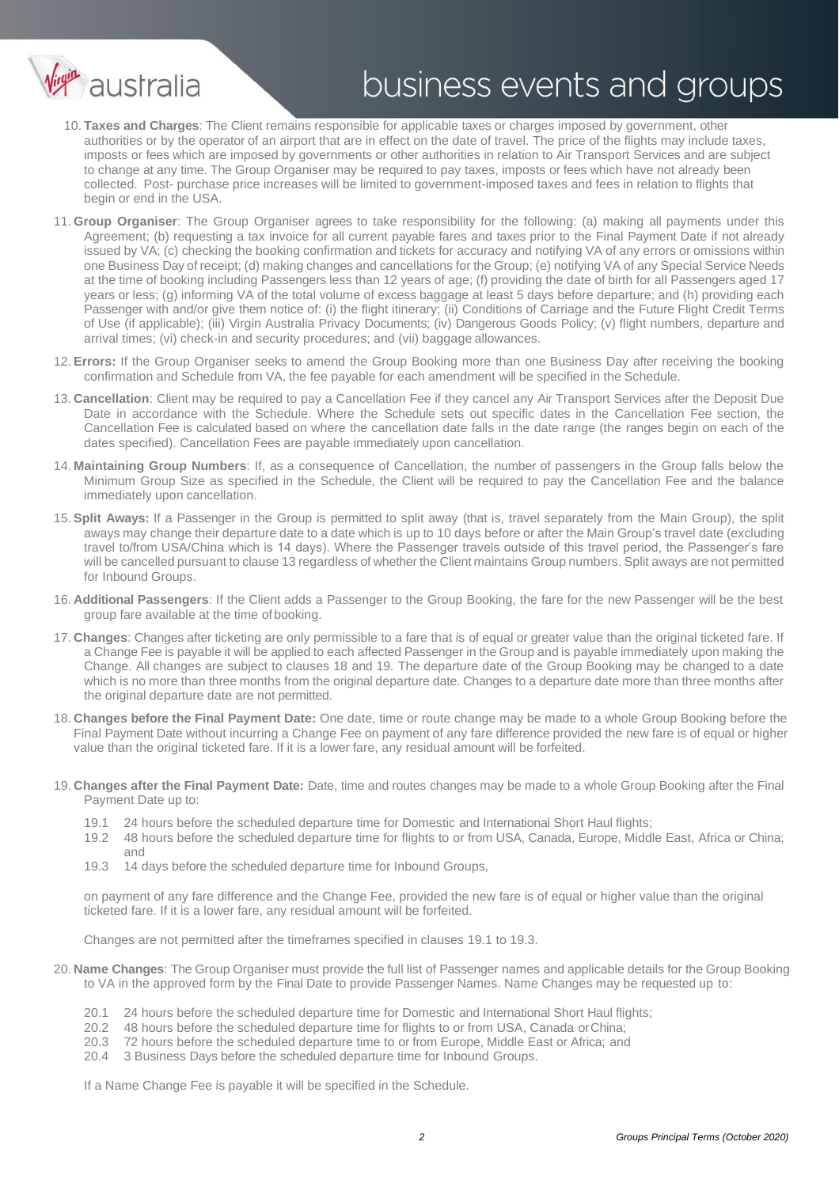10. **Taxes and Charges**: The Client remains responsible for applicable taxes or charges imposed by government, other authorities or by the operator of an airport that are in effect on the date of travel. The price of the flights may include taxes, imposts or fees which are imposed by governments or other authorities in relation to Air Transport Services and are subject to change at any time. The Group Organiser may be required to pay taxes, imposts or fees which have not already been collected. Post- purchase price increases will be limited to government-imposed taxes and fees in relation to flights that begin or end in the USA.

11. **Group Organiser**: The Group Organiser agrees to take responsibility for the following: (a) making all payments under this Agreement; (b) requesting a tax invoice for all current payable fares and taxes prior to the Final Payment Date if not already issued by VA; (c) checking the booking confirmation and tickets for accuracy and notifying VA of any errors or omissions within one Business Day of receipt; (d) making changes and cancellations for the Group; (e) notifying VA of any Special Service Needs at the time of booking including Passengers less than 12 years of age; (f) providing the date of birth for all Passengers aged 17 years or less; (g) informing VA of the total volume of excess baggage at least 5 days before departure; and (h) providing each Passenger with and/or give them notice of: (i) the flight itinerary; (ii) Conditions of Carriage and the Future Flight Credit Terms of Use (if applicable); (iii) Virgin Australia Privacy Documents; (iv) Dangerous Goods Policy; (v) flight numbers, departure and arrival times; (vi) check-in and security procedures; and (vii) baggage allowances.

12. **Errors:** If the Group Organiser seeks to amend the Group Booking more than one Business Day after receiving the booking confirmation and Schedule from VA, the fee payable for each amendment will be specified in the Schedule.

13. **Cancellation**: Client may be required to pay a Cancellation Fee if they cancel any Air Transport Services after the Deposit Due Date in accordance with the Schedule. Where the Schedule sets out specific dates in the Cancellation Fee section, the Cancellation Fee is calculated based on where the cancellation date falls in the date range (the ranges begin on each of the dates specified). Cancellation Fees are payable immediately upon cancellation.

14. **Maintaining Group Numbers**: If, as a consequence of Cancellation, the number of passengers in the Group falls below the Minimum Group Size as specified in the Schedule, the Client will be required to pay the Cancellation Fee and the balance immediately upon cancellation.

15. **Split Aways:** If a Passenger in the Group is permitted to split away (that is, travel separately from the Main Group), the split aways may change their departure date to a date which is up to 10 days before or after the Main Group's travel date (excluding travel to/from USA/China which is 14 days). Where the Passenger travels outside of this travel period, the Passenger's fare will be cancelled pursuant to clause 13 regardless of whether the Client maintains Group numbers. Split aways are not permitted for Inbound Groups.

16. **Additional Passengers**: If the Client adds a Passenger to the Group Booking, the fare for the new Passenger will be the best group fare available at the time of booking.

17. **Changes**: Changes after ticketing are only permissible to a fare that is of equal or greater value than the original ticketed fare. If a Change Fee is payable it will be applied to each affected Passenger in the Group and is payable immediately upon making the Change. All changes are subject to clauses 18 and 19. The departure date of the Group Booking may be changed to a date which is no more than three months from the original departure date. Changes to a departure date more than three months after the original departure date are not permitted.

18. **Changes before the Final Payment Date:** One date, time or route change may be made to a whole Group Booking before the Final Payment Date without incurring a Change Fee on payment of any fare difference provided the new fare is of equal or higher value than the original ticketed fare. If it is a lower fare, any residual amount will be forfeited.

19. **Changes after the Final Payment Date:** Date, time and routes changes may be made to a whole Group Booking after the Final Payment Date up to:

    19.1 24 hours before the scheduled departure time for Domestic and International Short Haul flights;
    19.2 48 hours before the scheduled departure time for flights to or from USA, Canada, Europe, Middle East, Africa or China; and
    19.3 14 days before the scheduled departure time for Inbound Groups,

    on payment of any fare difference and the Change Fee, provided the new fare is of equal or higher value than the original ticketed fare. If it is a lower fare, any residual amount will be forfeited.

    Changes are not permitted after the timeframes specified in clauses 19.1 to 19.3.

20. **Name Changes**: The Group Organiser must provide the full list of Passenger names and applicable details for the Group Booking to VA in the approved form by the Final Date to provide Passenger Names. Name Changes may be requested up to:

    20.1 24 hours before the scheduled departure time for Domestic and International Short Haul flights;
    20.2 48 hours before the scheduled departure time for flights to or from USA, Canada or China;
    20.3 72 hours before the scheduled departure time to or from Europe, Middle East or Africa; and
    20.4 3 Business Days before the scheduled departure time for Inbound Groups.

    If a Name Change Fee is payable it will be specified in the Schedule.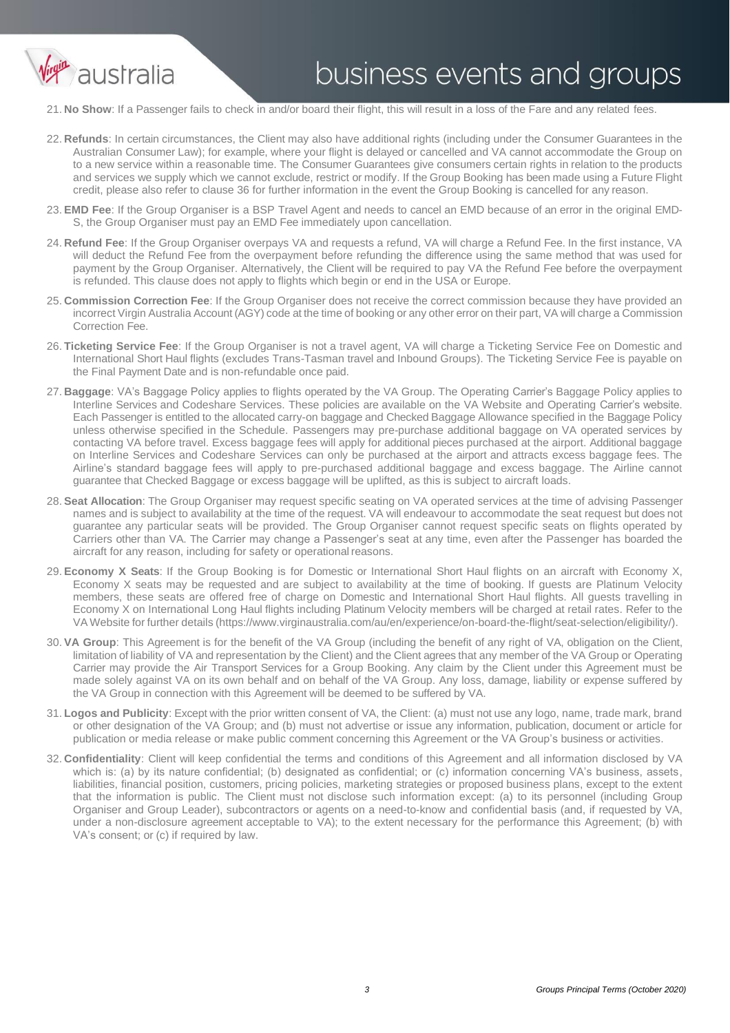21. **No Show**: If a Passenger fails to check in and/or board their flight, this will result in a loss of the Fare and any related fees.

22. **Refunds**: In certain circumstances, the Client may also have additional rights (including under the Consumer Guarantees in the Australian Consumer Law); for example, where your flight is delayed or cancelled and VA cannot accommodate the Group on to a new service within a reasonable time. The Consumer Guarantees give consumers certain rights in relation to the products and services we supply which we cannot exclude, restrict or modify. If the Group Booking has been made using a Future Flight credit, please also refer to clause 36 for further information in the event the Group Booking is cancelled for any reason.

23. **EMD Fee**: If the Group Organiser is a BSP Travel Agent and needs to cancel an EMD because of an error in the original EMD-S, the Group Organiser must pay an EMD Fee immediately upon cancellation.

24. **Refund Fee**: If the Group Organiser overpays VA and requests a refund, VA will charge a Refund Fee. In the first instance, VA will deduct the Refund Fee from the overpayment before refunding the difference using the same method that was used for payment by the Group Organiser. Alternatively, the Client will be required to pay VA the Refund Fee before the overpayment is refunded. This clause does not apply to flights which begin or end in the USA or Europe.

25. **Commission Correction Fee**: If the Group Organiser does not receive the correct commission because they have provided an incorrect Virgin Australia Account (AGY) code at the time of booking or any other error on their part, VA will charge a Commission Correction Fee.

26. **Ticketing Service Fee**: If the Group Organiser is not a travel agent, VA will charge a Ticketing Service Fee on Domestic and International Short Haul flights (excludes Trans-Tasman travel and Inbound Groups). The Ticketing Service Fee is payable on the Final Payment Date and is non-refundable once paid.

27. **Baggage**: VA's Baggage Policy applies to flights operated by the VA Group. The Operating Carrier's Baggage Policy applies to Interline Services and Codeshare Services. These policies are available on the VA Website and Operating Carrier's website. Each Passenger is entitled to the allocated carry-on baggage and Checked Baggage Allowance specified in the Baggage Policy unless otherwise specified in the Schedule. Passengers may pre-purchase additional baggage on VA operated services by contacting VA before travel. Excess baggage fees will apply for additional pieces purchased at the airport. Additional baggage on Interline Services and Codeshare Services can only be purchased at the airport and attracts excess baggage fees. The Airline's standard baggage fees will apply to pre-purchased additional baggage and excess baggage. The Airline cannot guarantee that Checked Baggage or excess baggage will be uplifted, as this is subject to aircraft loads.

28. **Seat Allocation**: The Group Organiser may request specific seating on VA operated services at the time of advising Passenger names and is subject to availability at the time of the request. VA will endeavour to accommodate the seat request but does not guarantee any particular seats will be provided. The Group Organiser cannot request specific seats on flights operated by Carriers other than VA. The Carrier may change a Passenger's seat at any time, even after the Passenger has boarded the aircraft for any reason, including for safety or operational reasons.

29. **Economy X Seats**: If the Group Booking is for Domestic or International Short Haul flights on an aircraft with Economy X, Economy X seats may be requested and are subject to availability at the time of booking. If guests are Platinum Velocity members, these seats are offered free of charge on Domestic and International Short Haul flights. All guests travelling in Economy X on International Long Haul flights including Platinum Velocity members will be charged at retail rates. Refer to the VA Website for further details (https://www.virginaustralia.com/au/en/experience/on-board-the-flight/seat-selection/eligibility/).

30. **VA Group**: This Agreement is for the benefit of the VA Group (including the benefit of any right of VA, obligation on the Client, limitation of liability of VA and representation by the Client) and the Client agrees that any member of the VA Group or Operating Carrier may provide the Air Transport Services for a Group Booking. Any claim by the Client under this Agreement must be made solely against VA on its own behalf and on behalf of the VA Group. Any loss, damage, liability or expense suffered by the VA Group in connection with this Agreement will be deemed to be suffered by VA.

31. **Logos and Publicity**: Except with the prior written consent of VA, the Client: (a) must not use any logo, name, trade mark, brand or other designation of the VA Group; and (b) must not advertise or issue any information, publication, document or article for publication or media release or make public comment concerning this Agreement or the VA Group's business or activities.

32. **Confidentiality**: Client will keep confidential the terms and conditions of this Agreement and all information disclosed by VA which is: (a) by its nature confidential; (b) designated as confidential; or (c) information concerning VA's business, assets, liabilities, financial position, customers, pricing policies, marketing strategies or proposed business plans, except to the extent that the information is public. The Client must not disclose such information except: (a) to its personnel (including Group Organiser and Group Leader), subcontractors or agents on a need-to-know and confidential basis (and, if requested by VA, under a non-disclosure agreement acceptable to VA); to the extent necessary for the performance this Agreement; (b) with VA's consent; or (c) if required by law.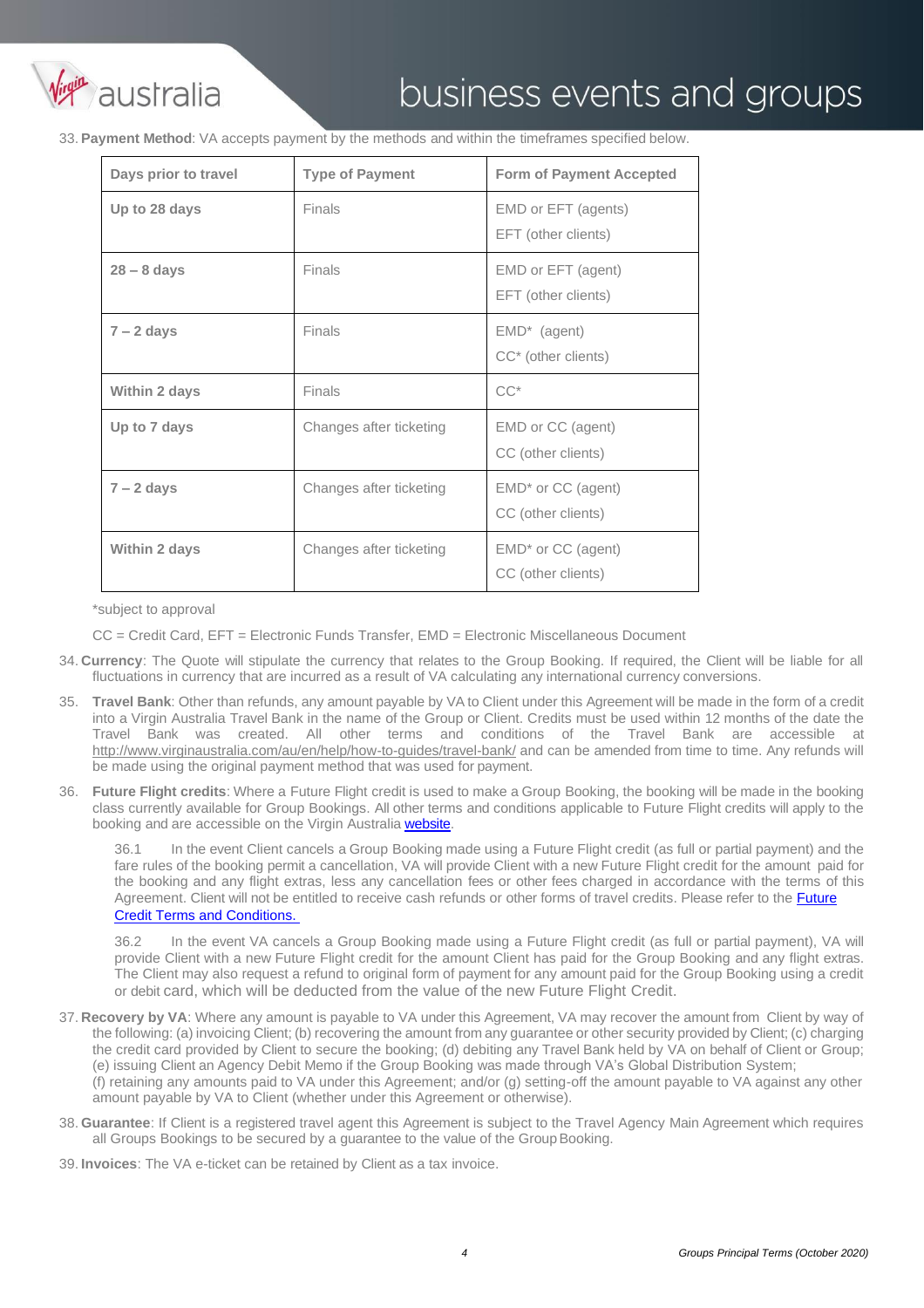33. **Payment Method**: VA accepts payment by the methods and within the timeframes specified below.

| Days prior to travel | Type of Payment | Form of Payment Accepted |
|---|---|---|
| **Up to 28 days** | Finals | EMD or EFT (agents)<br>EFT (other clients) |
| **28 – 8 days** | Finals | EMD or EFT (agent)<br>EFT (other clients) |
| **7 – 2 days** | Finals | EMD* (agent)<br>CC* (other clients) |
| **Within 2 days** | Finals | CC* |
| **Up to 7 days** | Changes after ticketing | EMD or CC (agent)<br>CC (other clients) |
| **7 – 2 days** | Changes after ticketing | EMD* or CC (agent)<br>CC (other clients) |
| **Within 2 days** | Changes after ticketing | EMD* or CC (agent)<br>CC (other clients) |

*subject to approval

CC = Credit Card, EFT = Electronic Funds Transfer, EMD = Electronic Miscellaneous Document

34. **Currency**: The Quote will stipulate the currency that relates to the Group Booking. If required, the Client will be liable for all fluctuations in currency that are incurred as a result of VA calculating any international currency conversions.

35. **Travel Bank**: Other than refunds, any amount payable by VA to Client under this Agreement will be made in the form of a credit into a Virgin Australia Travel Bank in the name of the Group or Client. Credits must be used within 12 months of the date the Travel Bank was created. All other terms and conditions of the Travel Bank are accessible at http://www.virginaustralia.com/au/en/help/how-to-guides/travel-bank/ and can be amended from time to time. Any refunds will be made using the original payment method that was used for payment.

36. **Future Flight credits**: Where a Future Flight credit is used to make a Group Booking, the booking will be made in the booking class currently available for Group Bookings. All other terms and conditions applicable to Future Flight credits will apply to the booking and are accessible on the Virgin Australia website.

    36.1 In the event Client cancels a Group Booking made using a Future Flight credit (as full or partial payment) and the fare rules of the booking permit a cancellation, VA will provide Client with a new Future Flight credit for the amount paid for the booking and any flight extras, less any cancellation fees or other fees charged in accordance with the terms of this Agreement. Client will not be entitled to receive cash refunds or other forms of travel credits. Please refer to the Future Credit Terms and Conditions.

    36.2 In the event VA cancels a Group Booking made using a Future Flight credit (as full or partial payment), VA will provide Client with a new Future Flight credit for the amount Client has paid for the Group Booking and any flight extras. The Client may also request a refund to original form of payment for any amount paid for the Group Booking using a credit or debit card, which will be deducted from the value of the new Future Flight Credit.

37. **Recovery by VA**: Where any amount is payable to VA under this Agreement, VA may recover the amount from Client by way of the following: (a) invoicing Client; (b) recovering the amount from any guarantee or other security provided by Client; (c) charging the credit card provided by Client to secure the booking; (d) debiting any Travel Bank held by VA on behalf of Client or Group; (e) issuing Client an Agency Debit Memo if the Group Booking was made through VA's Global Distribution System; (f) retaining any amounts paid to VA under this Agreement; and/or (g) setting-off the amount payable to VA against any other amount payable by VA to Client (whether under this Agreement or otherwise).

38. **Guarantee**: If Client is a registered travel agent this Agreement is subject to the Travel Agency Main Agreement which requires all Groups Bookings to be secured by a guarantee to the value of the Group Booking.

39. **Invoices**: The VA e-ticket can be retained by Client as a tax invoice.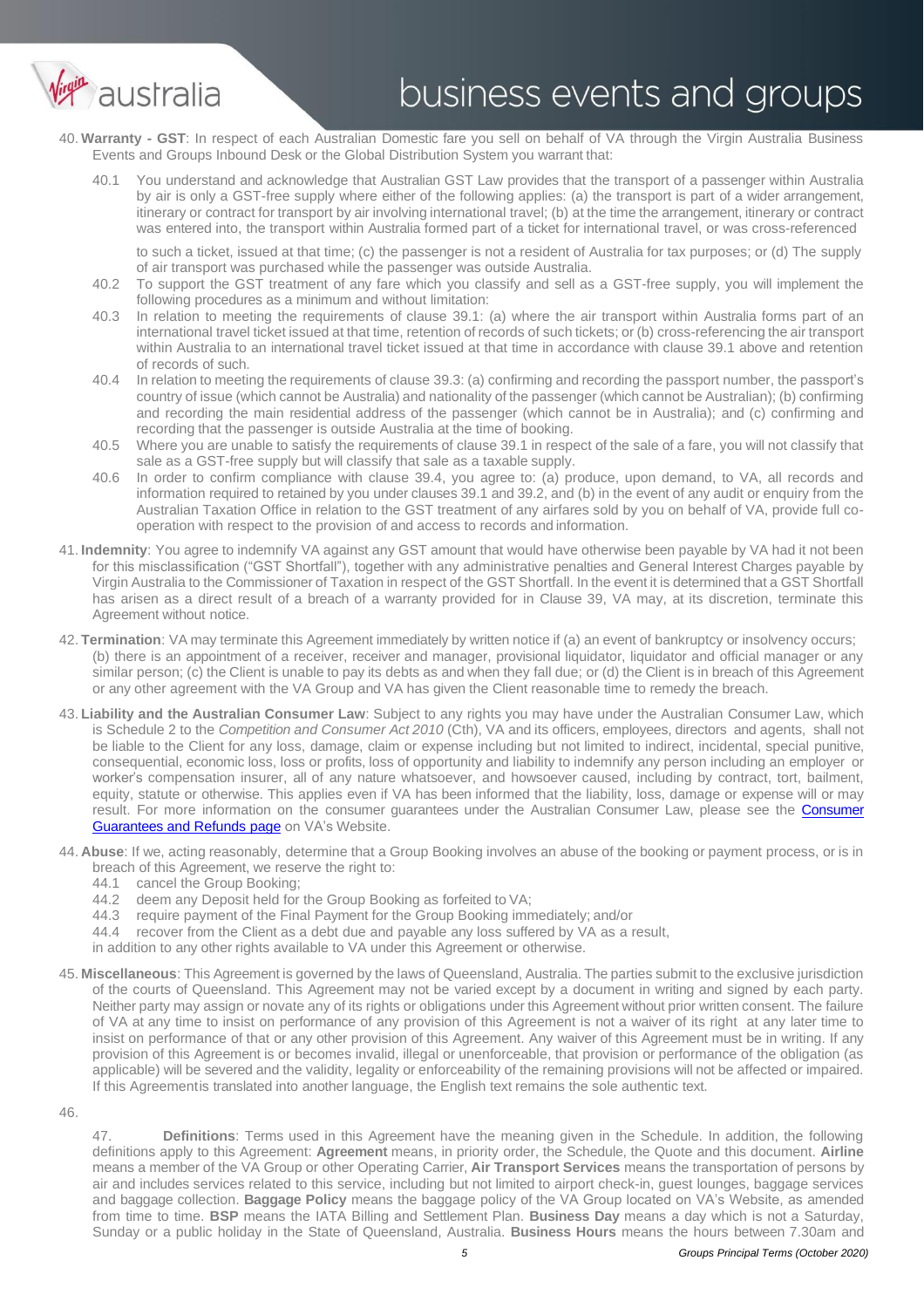40. **Warranty - GST**: In respect of each Australian Domestic fare you sell on behalf of VA through the Virgin Australia Business Events and Groups Inbound Desk or the Global Distribution System you warrant that:

    40.1 You understand and acknowledge that Australian GST Law provides that the transport of a passenger within Australia by air is only a GST-free supply where either of the following applies: (a) the transport is part of a wider arrangement, itinerary or contract for transport by air involving international travel; (b) at the time the arrangement, itinerary or contract was entered into, the transport within Australia formed part of a ticket for international travel, or was cross-referenced to such a ticket, issued at that time; (c) the passenger is not a resident of Australia for tax purposes; or (d) The supply of air transport was purchased while the passenger was outside Australia.

    40.2 To support the GST treatment of any fare which you classify and sell as a GST-free supply, you will implement the following procedures as a minimum and without limitation:

    40.3 In relation to meeting the requirements of clause 39.1: (a) where the air transport within Australia forms part of an international travel ticket issued at that time, retention of records of such tickets; or (b) cross-referencing the air transport within Australia to an international travel ticket issued at that time in accordance with clause 39.1 above and retention of records of such.

    40.4 In relation to meeting the requirements of clause 39.3: (a) confirming and recording the passport number, the passport's country of issue (which cannot be Australia) and nationality of the passenger (which cannot be Australian); (b) confirming and recording the main residential address of the passenger (which cannot be in Australia); and (c) confirming and recording that the passenger is outside Australia at the time of booking.

    40.5 Where you are unable to satisfy the requirements of clause 39.1 in respect of the sale of a fare, you will not classify that sale as a GST-free supply but will classify that sale as a taxable supply.

    40.6 In order to confirm compliance with clause 39.4, you agree to: (a) produce, upon demand, to VA, all records and information required to retained by you under clauses 39.1 and 39.2, and (b) in the event of any audit or enquiry from the Australian Taxation Office in relation to the GST treatment of any airfares sold by you on behalf of VA, provide full co-operation with respect to the provision of and access to records and information.

41. **Indemnity**: You agree to indemnify VA against any GST amount that would have otherwise been payable by VA had it not been for this misclassification ("GST Shortfall"), together with any administrative penalties and General Interest Charges payable by Virgin Australia to the Commissioner of Taxation in respect of the GST Shortfall. In the event it is determined that a GST Shortfall has arisen as a direct result of a breach of a warranty provided for in Clause 39, VA may, at its discretion, terminate this Agreement without notice.

42. **Termination**: VA may terminate this Agreement immediately by written notice if (a) an event of bankruptcy or insolvency occurs; (b) there is an appointment of a receiver, receiver and manager, provisional liquidator, liquidator and official manager or any similar person; (c) the Client is unable to pay its debts as and when they fall due; or (d) the Client is in breach of this Agreement or any other agreement with the VA Group and VA has given the Client reasonable time to remedy the breach.

43. **Liability and the Australian Consumer Law**: Subject to any rights you may have under the Australian Consumer Law, which is Schedule 2 to the *Competition and Consumer Act 2010* (Cth), VA and its officers, employees, directors and agents, shall not be liable to the Client for any loss, damage, claim or expense including but not limited to indirect, incidental, special punitive, consequential, economic loss, loss or profits, loss of opportunity and liability to indemnify any person including an employer or worker's compensation insurer, all of any nature whatsoever, and howsoever caused, including by contract, tort, bailment, equity, statute or otherwise. This applies even if VA has been informed that the liability, loss, damage or expense will or may result. For more information on the consumer guarantees under the Australian Consumer Law, please see the Consumer Guarantees and Refunds page on VA's Website.

44. **Abuse**: If we, acting reasonably, determine that a Group Booking involves an abuse of the booking or payment process, or is in breach of this Agreement, we reserve the right to:

    44.1 cancel the Group Booking;

    44.2 deem any Deposit held for the Group Booking as forfeited to VA;

    44.3 require payment of the Final Payment for the Group Booking immediately; and/or

    44.4 recover from the Client as a debt due and payable any loss suffered by VA as a result,

    in addition to any other rights available to VA under this Agreement or otherwise.

45. **Miscellaneous**: This Agreement is governed by the laws of Queensland, Australia. The parties submit to the exclusive jurisdiction of the courts of Queensland. This Agreement may not be varied except by a document in writing and signed by each party. Neither party may assign or novate any of its rights or obligations under this Agreement without prior written consent. The failure of VA at any time to insist on performance of any provision of this Agreement is not a waiver of its right at any later time to insist on performance of that or any other provision of this Agreement. Any waiver of this Agreement must be in writing. If any provision of this Agreement is or becomes invalid, illegal or unenforceable, that provision or performance of the obligation (as applicable) will be severed and the validity, legality or enforceability of the remaining provisions will not be affected or impaired. If this Agreementis translated into another language, the English text remains the sole authentic text.

46.

47. **Definitions**: Terms used in this Agreement have the meaning given in the Schedule. In addition, the following definitions apply to this Agreement: **Agreement** means, in priority order, the Schedule, the Quote and this document. **Airline** means a member of the VA Group or other Operating Carrier, **Air Transport Services** means the transportation of persons by air and includes services related to this service, including but not limited to airport check-in, guest lounges, baggage services and baggage collection. **Baggage Policy** means the baggage policy of the VA Group located on VA's Website, as amended from time to time. **BSP** means the IATA Billing and Settlement Plan. **Business Day** means a day which is not a Saturday, Sunday or a public holiday in the State of Queensland, Australia. **Business Hours** means the hours between 7.30am and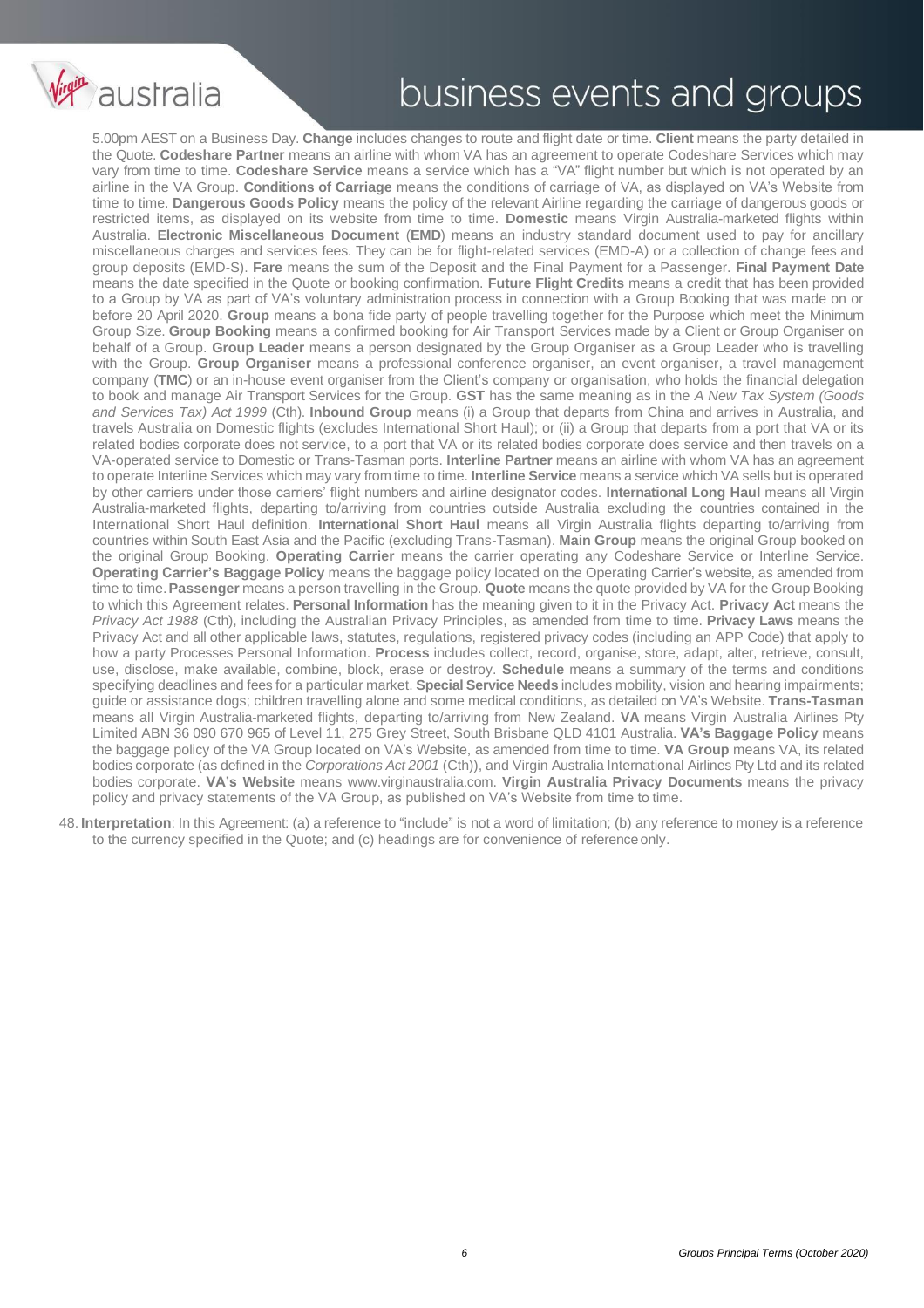5.00pm AEST on a Business Day. **Change** includes changes to route and flight date or time. **Client** means the party detailed in the Quote. **Codeshare Partner** means an airline with whom VA has an agreement to operate Codeshare Services which may vary from time to time. **Codeshare Service** means a service which has a "VA" flight number but which is not operated by an airline in the VA Group. **Conditions of Carriage** means the conditions of carriage of VA, as displayed on VA's Website from time to time. **Dangerous Goods Policy** means the policy of the relevant Airline regarding the carriage of dangerous goods or restricted items, as displayed on its website from time to time. **Domestic** means Virgin Australia-marketed flights within Australia. **Electronic Miscellaneous Document** (**EMD**) means an industry standard document used to pay for ancillary miscellaneous charges and services fees. They can be for flight-related services (EMD-A) or a collection of change fees and group deposits (EMD-S). **Fare** means the sum of the Deposit and the Final Payment for a Passenger. **Final Payment Date** means the date specified in the Quote or booking confirmation. **Future Flight Credits** means a credit that has been provided to a Group by VA as part of VA's voluntary administration process in connection with a Group Booking that was made on or before 20 April 2020. **Group** means a bona fide party of people travelling together for the Purpose which meet the Minimum Group Size. **Group Booking** means a confirmed booking for Air Transport Services made by a Client or Group Organiser on behalf of a Group. **Group Leader** means a person designated by the Group Organiser as a Group Leader who is travelling with the Group. **Group Organiser** means a professional conference organiser, an event organiser, a travel management company (**TMC**) or an in-house event organiser from the Client's company or organisation, who holds the financial delegation to book and manage Air Transport Services for the Group. **GST** has the same meaning as in the *A New Tax System (Goods and Services Tax) Act 1999* (Cth). **Inbound Group** means (i) a Group that departs from China and arrives in Australia, and travels Australia on Domestic flights (excludes International Short Haul); or (ii) a Group that departs from a port that VA or its related bodies corporate does not service, to a port that VA or its related bodies corporate does service and then travels on a VA-operated service to Domestic or Trans-Tasman ports. **Interline Partner** means an airline with whom VA has an agreement to operate Interline Services which may vary from time to time. **Interline Service** means a service which VA sells but is operated by other carriers under those carriers' flight numbers and airline designator codes. **International Long Haul** means all Virgin Australia-marketed flights, departing to/arriving from countries outside Australia excluding the countries contained in the International Short Haul definition. **International Short Haul** means all Virgin Australia flights departing to/arriving from countries within South East Asia and the Pacific (excluding Trans-Tasman). **Main Group** means the original Group booked on the original Group Booking. **Operating Carrier** means the carrier operating any Codeshare Service or Interline Service. **Operating Carrier's Baggage Policy** means the baggage policy located on the Operating Carrier's website, as amended from time to time. **Passenger** means a person travelling in the Group. **Quote** means the quote provided by VA for the Group Booking to which this Agreement relates. **Personal Information** has the meaning given to it in the Privacy Act. **Privacy Act** means the *Privacy Act 1988* (Cth), including the Australian Privacy Principles, as amended from time to time. **Privacy Laws** means the Privacy Act and all other applicable laws, statutes, regulations, registered privacy codes (including an APP Code) that apply to how a party Processes Personal Information. **Process** includes collect, record, organise, store, adapt, alter, retrieve, consult, use, disclose, make available, combine, block, erase or destroy. **Schedule** means a summary of the terms and conditions specifying deadlines and fees for a particular market. **Special Service Needs** includes mobility, vision and hearing impairments; guide or assistance dogs; children travelling alone and some medical conditions, as detailed on VA's Website. **Trans-Tasman** means all Virgin Australia-marketed flights, departing to/arriving from New Zealand. **VA** means Virgin Australia Airlines Pty Limited ABN 36 090 670 965 of Level 11, 275 Grey Street, South Brisbane QLD 4101 Australia. **VA's Baggage Policy** means the baggage policy of the VA Group located on VA's Website, as amended from time to time. **VA Group** means VA, its related bodies corporate (as defined in the *Corporations Act 2001* (Cth)), and Virgin Australia International Airlines Pty Ltd and its related bodies corporate. **VA's Website** means www.virginaustralia.com. **Virgin Australia Privacy Documents** means the privacy policy and privacy statements of the VA Group, as published on VA's Website from time to time.

48. **Interpretation**: In this Agreement: (a) a reference to "include" is not a word of limitation; (b) any reference to money is a reference to the currency specified in the Quote; and (c) headings are for convenience of reference only.